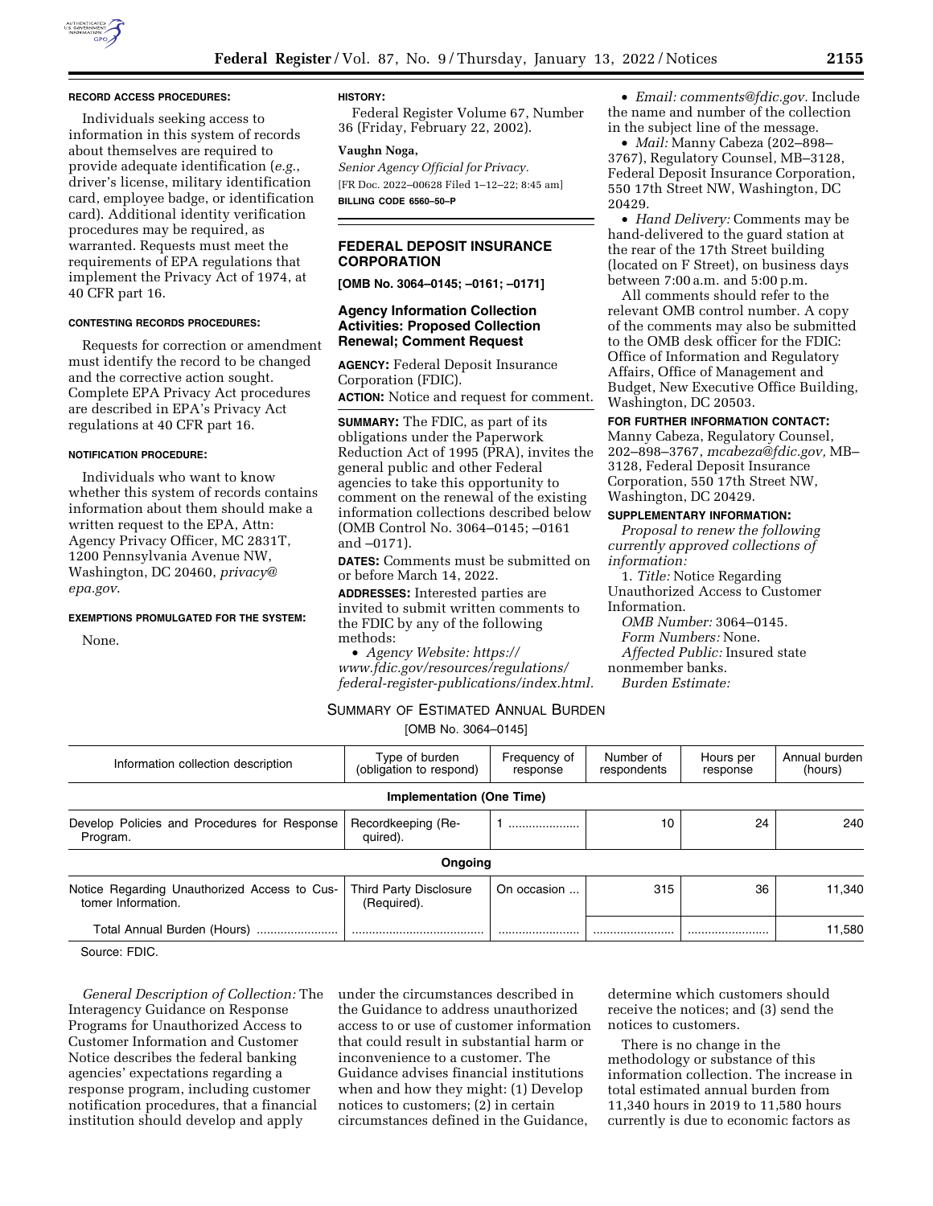#### RECORD ACCESS PROCEDURES:

Individuals seeking access to information in this system of records about themselves are required to provide adequate identification (*e.g.*, driver's license, military identification card, employee badge, or identification card). Additional identity verification procedures may be required, as warranted. Requests must meet the requirements of EPA regulations that implement the Privacy Act of 1974, at 40 CFR part 16.

#### CONTESTING RECORDS PROCEDURES:

Requests for correction or amendment must identify the record to be changed and the corrective action sought. Complete EPA Privacy Act procedures are described in EPA's Privacy Act regulations at 40 CFR part 16.

#### NOTIFICATION PROCEDURE:

Individuals who want to know whether this system of records contains information about them should make a written request to the EPA, Attn: Agency Privacy Officer, MC 2831T, 1200 Pennsylvania Avenue NW, Washington, DC 20460, *privacy@epa.gov*.

#### EXEMPTIONS PROMULGATED FOR THE SYSTEM:

None.

#### HISTORY:

Federal Register Volume 67, Number 36 (Friday, February 22, 2002).

**Vaughn Noga,**

*Senior Agency Official for Privacy.*

[FR Doc. 2022–00628 Filed 1–12–22; 8:45 am]

**BILLING CODE 6560–50–P**

## FEDERAL DEPOSIT INSURANCE CORPORATION

**[OMB No. 3064–0145; –0161; –0171]**

### Agency Information Collection Activities: Proposed Collection Renewal; Comment Request

**AGENCY:** Federal Deposit Insurance Corporation (FDIC).

**ACTION:** Notice and request for comment.

**SUMMARY:** The FDIC, as part of its obligations under the Paperwork Reduction Act of 1995 (PRA), invites the general public and other Federal agencies to take this opportunity to comment on the renewal of the existing information collections described below (OMB Control No. 3064–0145; –0161 and –0171).

**DATES:** Comments must be submitted on or before March 14, 2022.

**ADDRESSES:** Interested parties are invited to submit written comments to the FDIC by any of the following methods:

- *Agency Website: https://www.fdic.gov/resources/regulations/federal-register-publications/index.html.*
- *Email: comments@fdic.gov.* Include the name and number of the collection in the subject line of the message.
- *Mail:* Manny Cabeza (202–898–3767), Regulatory Counsel, MB–3128, Federal Deposit Insurance Corporation, 550 17th Street NW, Washington, DC 20429.
- *Hand Delivery:* Comments may be hand-delivered to the guard station at the rear of the 17th Street building (located on F Street), on business days between 7:00 a.m. and 5:00 p.m.

All comments should refer to the relevant OMB control number. A copy of the comments may also be submitted to the OMB desk officer for the FDIC: Office of Information and Regulatory Affairs, Office of Management and Budget, New Executive Office Building, Washington, DC 20503.

**FOR FURTHER INFORMATION CONTACT:** Manny Cabeza, Regulatory Counsel, 202–898–3767, *mcabeza@fdic.gov,* MB–3128, Federal Deposit Insurance Corporation, 550 17th Street NW, Washington, DC 20429.

**SUPPLEMENTARY INFORMATION:**

*Proposal to renew the following currently approved collections of information:*

1. *Title:* Notice Regarding Unauthorized Access to Customer Information.

*OMB Number:* 3064–0145.

*Form Numbers:* None.

*Affected Public:* Insured state nonmember banks.

*Burden Estimate:*

SUMMARY OF ESTIMATED ANNUAL BURDEN

[OMB No. 3064–0145]

| Information collection description | Type of burden (obligation to respond) | Frequency of response | Number of respondents | Hours per response | Annual burden (hours) |
|---|---|---|---|---|---|
| **Implementation (One Time)** | | | | | |
| Develop Policies and Procedures for Response Program. | Recordkeeping (Required). | 1 | 10 | 24 | 240 |
| **Ongoing** | | | | | |
| Notice Regarding Unauthorized Access to Customer Information. | Third Party Disclosure (Required). | On occasion | 315 | 36 | 11,340 |
| Total Annual Burden (Hours) | | | | | 11,580 |

Source: FDIC.

*General Description of Collection:* The Interagency Guidance on Response Programs for Unauthorized Access to Customer Information and Customer Notice describes the federal banking agencies' expectations regarding a response program, including customer notification procedures, that a financial institution should develop and apply under the circumstances described in the Guidance to address unauthorized access to or use of customer information that could result in substantial harm or inconvenience to a customer. The Guidance advises financial institutions when and how they might: (1) Develop notices to customers; (2) in certain circumstances defined in the Guidance, determine which customers should receive the notices; and (3) send the notices to customers.

There is no change in the methodology or substance of this information collection. The increase in total estimated annual burden from 11,340 hours in 2019 to 11,580 hours currently is due to economic factors as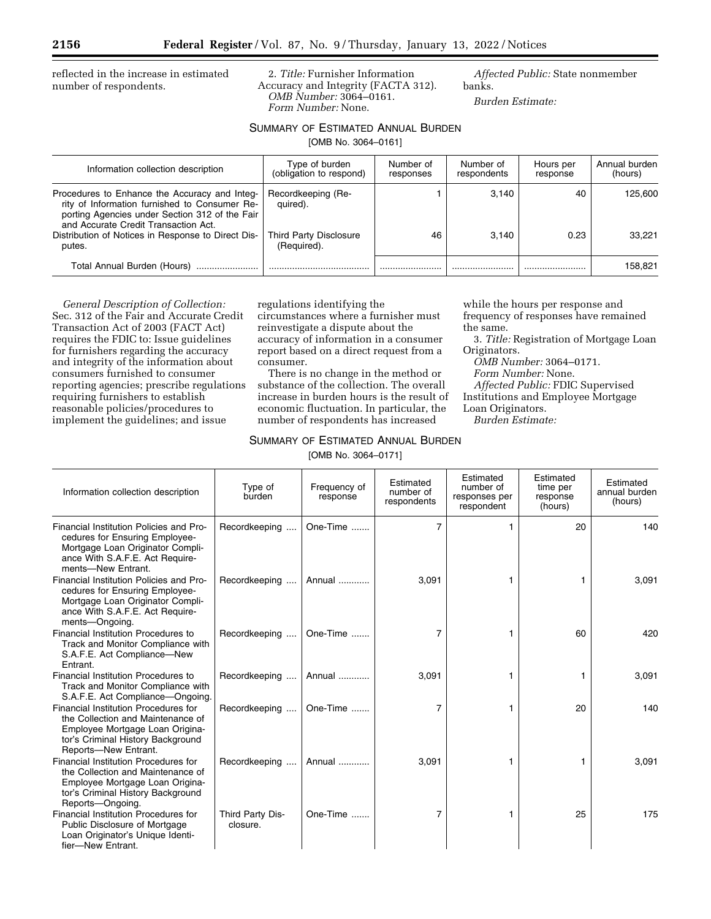reflected in the increase in estimated number of respondents.

2. *Title:* Furnisher Information Accuracy and Integrity (FACTA 312).

*OMB Number:* 3064–0161.

*Form Number:* None.

*Affected Public:* State nonmember banks.

*Burden Estimate:*

SUMMARY OF ESTIMATED ANNUAL BURDEN

[OMB No. 3064–0161]

| Information collection description | Type of burden (obligation to respond) | Number of responses | Number of respondents | Hours per response | Annual burden (hours) |
|---|---|---|---|---|---|
| Procedures to Enhance the Accuracy and Integrity of Information furnished to Consumer Reporting Agencies under Section 312 of the Fair and Accurate Credit Transaction Act. | Recordkeeping (Required). | 1 | 3,140 | 40 | 125,600 |
| Distribution of Notices in Response to Direct Disputes. | Third Party Disclosure (Required). | 46 | 3,140 | 0.23 | 33,221 |
| Total Annual Burden (Hours) | | | | | 158,821 |

*General Description of Collection:* Sec. 312 of the Fair and Accurate Credit Transaction Act of 2003 (FACT Act) requires the FDIC to: Issue guidelines for furnishers regarding the accuracy and integrity of the information about consumers furnished to consumer reporting agencies; prescribe regulations requiring furnishers to establish reasonable policies/procedures to implement the guidelines; and issue regulations identifying the circumstances where a furnisher must reinvestigate a dispute about the accuracy of information in a consumer report based on a direct request from a consumer.

There is no change in the method or substance of the collection. The overall increase in burden hours is the result of economic fluctuation. In particular, the number of respondents has increased while the hours per response and frequency of responses have remained the same.

3. *Title:* Registration of Mortgage Loan Originators.

*OMB Number:* 3064–0171.

*Form Number:* None.

*Affected Public:* FDIC Supervised Institutions and Employee Mortgage Loan Originators.

*Burden Estimate:*

SUMMARY OF ESTIMATED ANNUAL BURDEN

[OMB No. 3064–0171]

| Information collection description | Type of burden | Frequency of response | Estimated number of respondents | Estimated number of responses per respondent | Estimated time per response (hours) | Estimated annual burden (hours) |
|---|---|---|---|---|---|---|
| Financial Institution Policies and Procedures for Ensuring Employee-Mortgage Loan Originator Compliance With S.A.F.E. Act Requirements—New Entrant. | Recordkeeping | One-Time | 7 | 1 | 20 | 140 |
| Financial Institution Policies and Procedures for Ensuring Employee-Mortgage Loan Originator Compliance With S.A.F.E. Act Requirements—Ongoing. | Recordkeeping | Annual | 3,091 | 1 | 1 | 3,091 |
| Financial Institution Procedures to Track and Monitor Compliance with S.A.F.E. Act Compliance—New Entrant. | Recordkeeping | One-Time | 7 | 1 | 60 | 420 |
| Financial Institution Procedures to Track and Monitor Compliance with S.A.F.E. Act Compliance—Ongoing. | Recordkeeping | Annual | 3,091 | 1 | 1 | 3,091 |
| Financial Institution Procedures for the Collection and Maintenance of Employee Mortgage Loan Originator's Criminal History Background Reports—New Entrant. | Recordkeeping | One-Time | 7 | 1 | 20 | 140 |
| Financial Institution Procedures for the Collection and Maintenance of Employee Mortgage Loan Originator's Criminal History Background Reports—Ongoing. | Recordkeeping | Annual | 3,091 | 1 | 1 | 3,091 |
| Financial Institution Procedures for Public Disclosure of Mortgage Loan Originator's Unique Identifier—New Entrant. | Third Party Disclosure. | One-Time | 7 | 1 | 25 | 175 |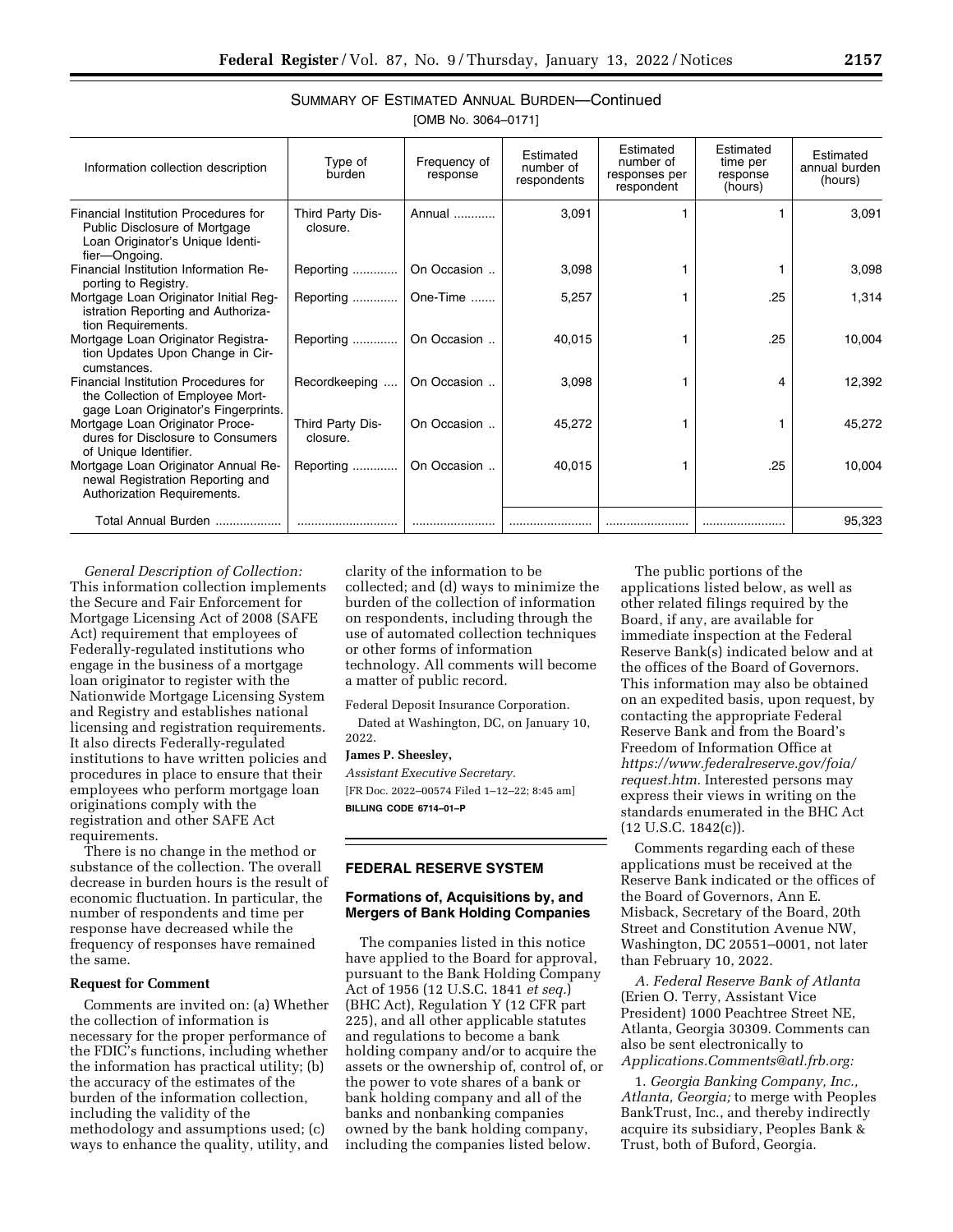SUMMARY OF ESTIMATED ANNUAL BURDEN—Continued

[OMB No. 3064–0171]

| Information collection description | Type of burden | Frequency of response | Estimated number of respondents | Estimated number of responses per respondent | Estimated time per response (hours) | Estimated annual burden (hours) |
| --- | --- | --- | --- | --- | --- | --- |
| Financial Institution Procedures for Public Disclosure of Mortgage Loan Originator's Unique Identifier—Ongoing. | Third Party Disclosure. | Annual | 3,091 | 1 | 1 | 3,091 |
| Financial Institution Information Reporting to Registry. | Reporting | On Occasion | 3,098 | 1 | 1 | 3,098 |
| Mortgage Loan Originator Initial Registration Reporting and Authorization Requirements. | Reporting | One-Time | 5,257 | 1 | .25 | 1,314 |
| Mortgage Loan Originator Registration Updates Upon Change in Circumstances. | Reporting | On Occasion | 40,015 | 1 | .25 | 10,004 |
| Financial Institution Procedures for the Collection of Employee Mortgage Loan Originator's Fingerprints. | Recordkeeping | On Occasion | 3,098 | 1 | 4 | 12,392 |
| Mortgage Loan Originator Procedures for Disclosure to Consumers of Unique Identifier. | Third Party Disclosure. | On Occasion | 45,272 | 1 | 1 | 45,272 |
| Mortgage Loan Originator Annual Renewal Registration Reporting and Authorization Requirements. | Reporting | On Occasion | 40,015 | 1 | .25 | 10,004 |
| Total Annual Burden | | | | | | 95,323 |

*General Description of Collection:* This information collection implements the Secure and Fair Enforcement for Mortgage Licensing Act of 2008 (SAFE Act) requirement that employees of Federally-regulated institutions who engage in the business of a mortgage loan originator to register with the Nationwide Mortgage Licensing System and Registry and establishes national licensing and registration requirements. It also directs Federally-regulated institutions to have written policies and procedures in place to ensure that their employees who perform mortgage loan originations comply with the registration and other SAFE Act requirements.

There is no change in the method or substance of the collection. The overall decrease in burden hours is the result of economic fluctuation. In particular, the number of respondents and time per response have decreased while the frequency of responses have remained the same.

**Request for Comment**

Comments are invited on: (a) Whether the collection of information is necessary for the proper performance of the FDIC's functions, including whether the information has practical utility; (b) the accuracy of the estimates of the burden of the information collection, including the validity of the methodology and assumptions used; (c) ways to enhance the quality, utility, and clarity of the information to be collected; and (d) ways to minimize the burden of the collection of information on respondents, including through the use of automated collection techniques or other forms of information technology. All comments will become a matter of public record.

Federal Deposit Insurance Corporation.

Dated at Washington, DC, on January 10, 2022.

**James P. Sheesley,**

*Assistant Executive Secretary.*

[FR Doc. 2022–00574 Filed 1–12–22; 8:45 am]

**BILLING CODE 6714–01–P**

## FEDERAL RESERVE SYSTEM

### Formations of, Acquisitions by, and Mergers of Bank Holding Companies

The companies listed in this notice have applied to the Board for approval, pursuant to the Bank Holding Company Act of 1956 (12 U.S.C. 1841 *et seq.*) (BHC Act), Regulation Y (12 CFR part 225), and all other applicable statutes and regulations to become a bank holding company and/or to acquire the assets or the ownership of, control of, or the power to vote shares of a bank or bank holding company and all of the banks and nonbanking companies owned by the bank holding company, including the companies listed below.

The public portions of the applications listed below, as well as other related filings required by the Board, if any, are available for immediate inspection at the Federal Reserve Bank(s) indicated below and at the offices of the Board of Governors. This information may also be obtained on an expedited basis, upon request, by contacting the appropriate Federal Reserve Bank and from the Board's Freedom of Information Office at *https://www.federalreserve.gov/foia/request.htm.* Interested persons may express their views in writing on the standards enumerated in the BHC Act (12 U.S.C. 1842(c)).

Comments regarding each of these applications must be received at the Reserve Bank indicated or the offices of the Board of Governors, Ann E. Misback, Secretary of the Board, 20th Street and Constitution Avenue NW, Washington, DC 20551–0001, not later than February 10, 2022.

*A. Federal Reserve Bank of Atlanta* (Erien O. Terry, Assistant Vice President) 1000 Peachtree Street NE, Atlanta, Georgia 30309. Comments can also be sent electronically to *Applications.Comments@atl.frb.org:*

1. *Georgia Banking Company, Inc., Atlanta, Georgia;* to merge with Peoples BankTrust, Inc., and thereby indirectly acquire its subsidiary, Peoples Bank & Trust, both of Buford, Georgia.